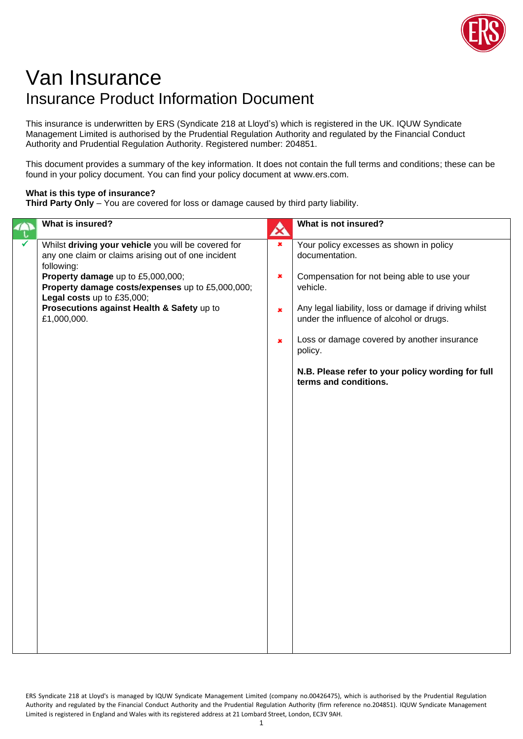# Van Insurance

## Insurance Product Information Document

This insurance is underwritten by ERS (Syndicate 218 at Lloyd's) which is registered in the UK. IQUW Syndicate Management Limited is authorised by the Prudential Regulation Authority and regulated by the Financial Conduct Authority and Prudential Regulation Authority. Registered number: 204851.

This document provides a summary of the key information. It does not contain the full terms and conditions; these can be found in your policy document. You can find your policy document at www.ers.com.

**What is this type of insurance?**
**Third Party Only** – You are covered for loss or damage caused by third party liability.

| What is insured? | What is not insured? |
|---|---|
| ✓ Whilst **driving your vehicle** you will be covered for any one claim or claims arising out of one incident following:<br>**Property damage** up to £5,000,000;<br>**Property damage costs/expenses** up to £5,000,000;<br>**Legal costs** up to £35,000;<br>**Prosecutions against Health & Safety** up to £1,000,000. | ✗ Your policy excesses as shown in policy documentation.<br>✗ Compensation for not being able to use your vehicle.<br>✗ Any legal liability, loss or damage if driving whilst under the influence of alcohol or drugs.<br>✗ Loss or damage covered by another insurance policy.<br>**N.B. Please refer to your policy wording for full terms and conditions.** |

ERS Syndicate 218 at Lloyd's is managed by IQUW Syndicate Management Limited (company no.00426475), which is authorised by the Prudential Regulation Authority and regulated by the Financial Conduct Authority and the Prudential Regulation Authority (firm reference no.204851). IQUW Syndicate Management Limited is registered in England and Wales with its registered address at 21 Lombard Street, London, EC3V 9AH.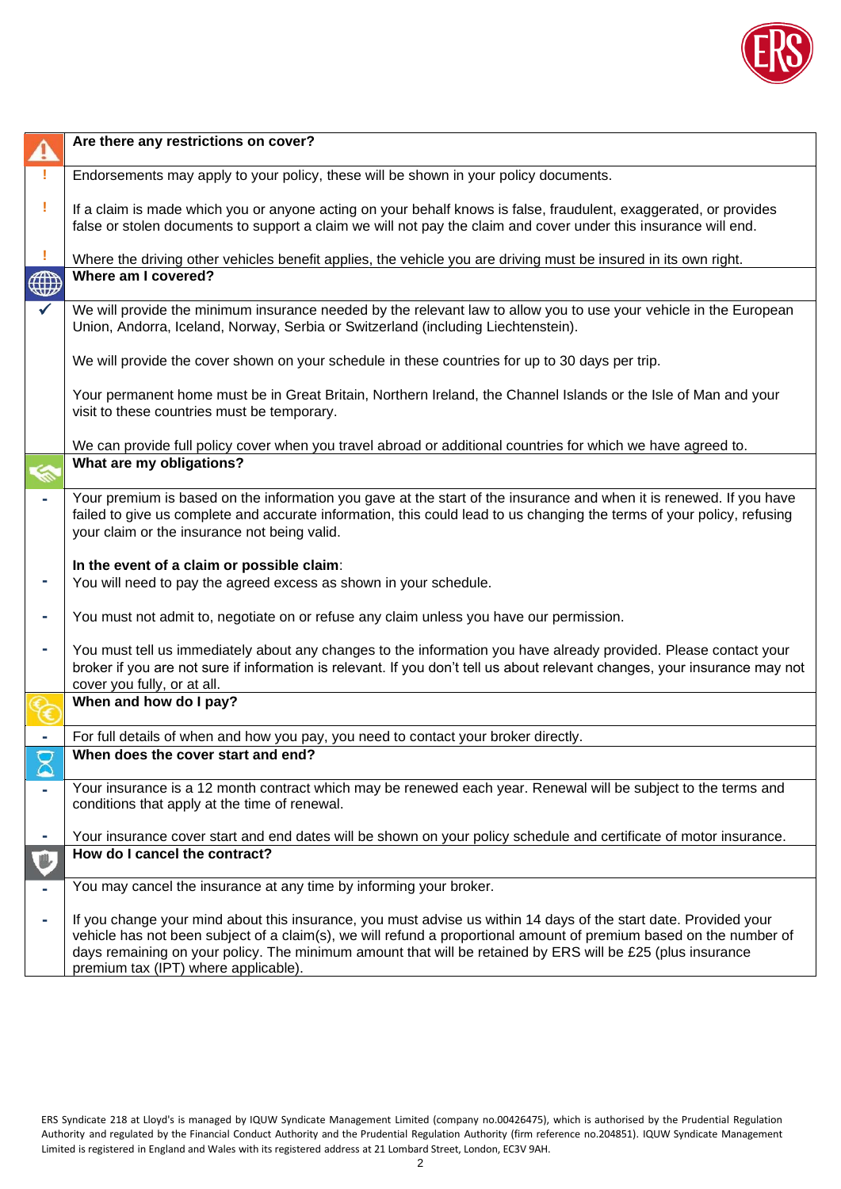## Are there any restrictions on cover?

! Endorsements may apply to your policy, these will be shown in your policy documents.

! If a claim is made which you or anyone acting on your behalf knows is false, fraudulent, exaggerated, or provides false or stolen documents to support a claim we will not pay the claim and cover under this insurance will end.

! Where the driving other vehicles benefit applies, the vehicle you are driving must be insured in its own right.

## Where am I covered?

✓ We will provide the minimum insurance needed by the relevant law to allow you to use your vehicle in the European Union, Andorra, Iceland, Norway, Serbia or Switzerland (including Liechtenstein).

We will provide the cover shown on your schedule in these countries for up to 30 days per trip.

Your permanent home must be in Great Britain, Northern Ireland, the Channel Islands or the Isle of Man and your visit to these countries must be temporary.

We can provide full policy cover when you travel abroad or additional countries for which we have agreed to.

## What are my obligations?

- Your premium is based on the information you gave at the start of the insurance and when it is renewed. If you have failed to give us complete and accurate information, this could lead to us changing the terms of your policy, refusing your claim or the insurance not being valid.

**In the event of a claim or possible claim**:

- You will need to pay the agreed excess as shown in your schedule.
- You must not admit to, negotiate on or refuse any claim unless you have our permission.
- You must tell us immediately about any changes to the information you have already provided. Please contact your broker if you are not sure if information is relevant. If you don't tell us about relevant changes, your insurance may not cover you fully, or at all.

## When and how do I pay?

- For full details of when and how you pay, you need to contact your broker directly.

## When does the cover start and end?

- Your insurance is a 12 month contract which may be renewed each year. Renewal will be subject to the terms and conditions that apply at the time of renewal.
- Your insurance cover start and end dates will be shown on your policy schedule and certificate of motor insurance.

## How do I cancel the contract?

- You may cancel the insurance at any time by informing your broker.
- If you change your mind about this insurance, you must advise us within 14 days of the start date. Provided your vehicle has not been subject of a claim(s), we will refund a proportional amount of premium based on the number of days remaining on your policy. The minimum amount that will be retained by ERS will be £25 (plus insurance premium tax (IPT) where applicable).

ERS Syndicate 218 at Lloyd's is managed by IQUW Syndicate Management Limited (company no.00426475), which is authorised by the Prudential Regulation Authority and regulated by the Financial Conduct Authority and the Prudential Regulation Authority (firm reference no.204851). IQUW Syndicate Management Limited is registered in England and Wales with its registered address at 21 Lombard Street, London, EC3V 9AH.